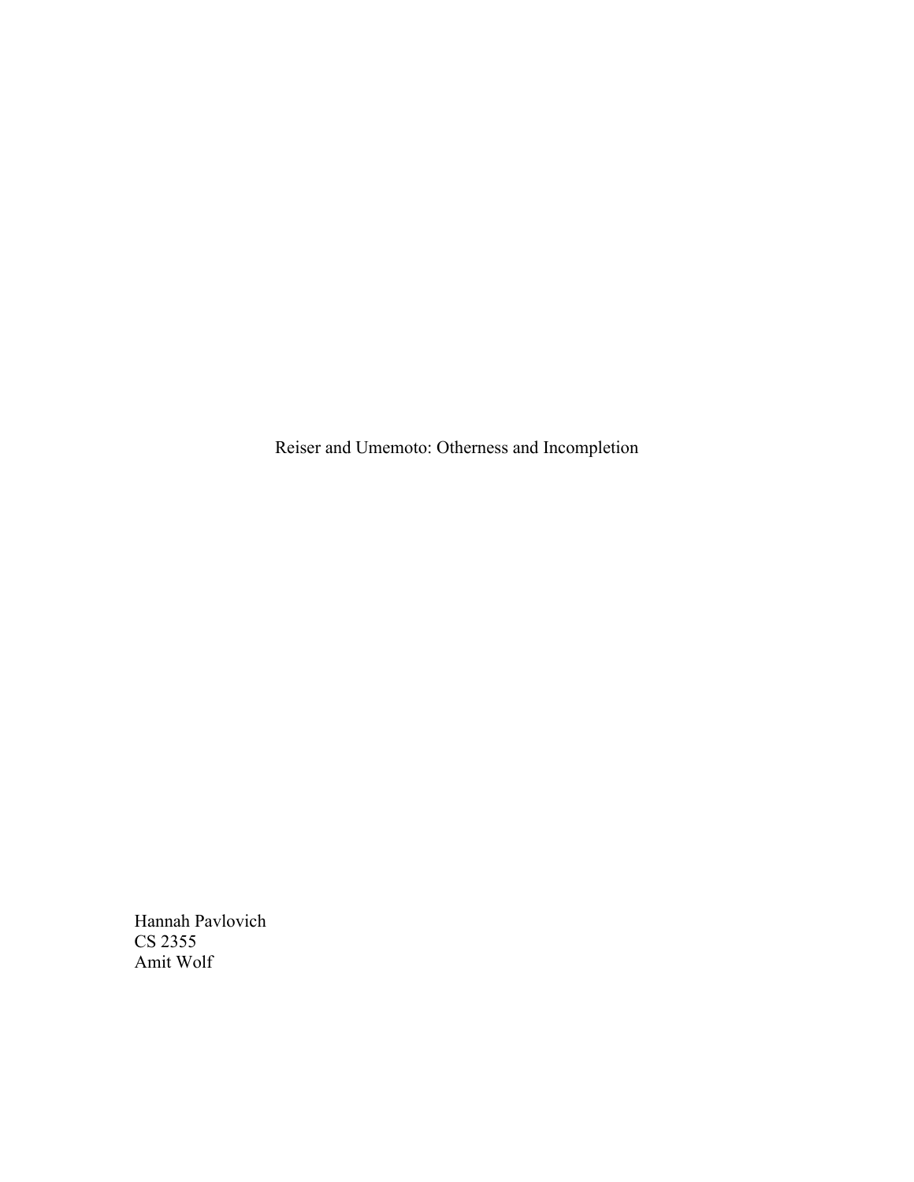# Reiser and Umemoto: Otherness and Incompletion

Hannah Pavlovich
CS 2355
Amit Wolf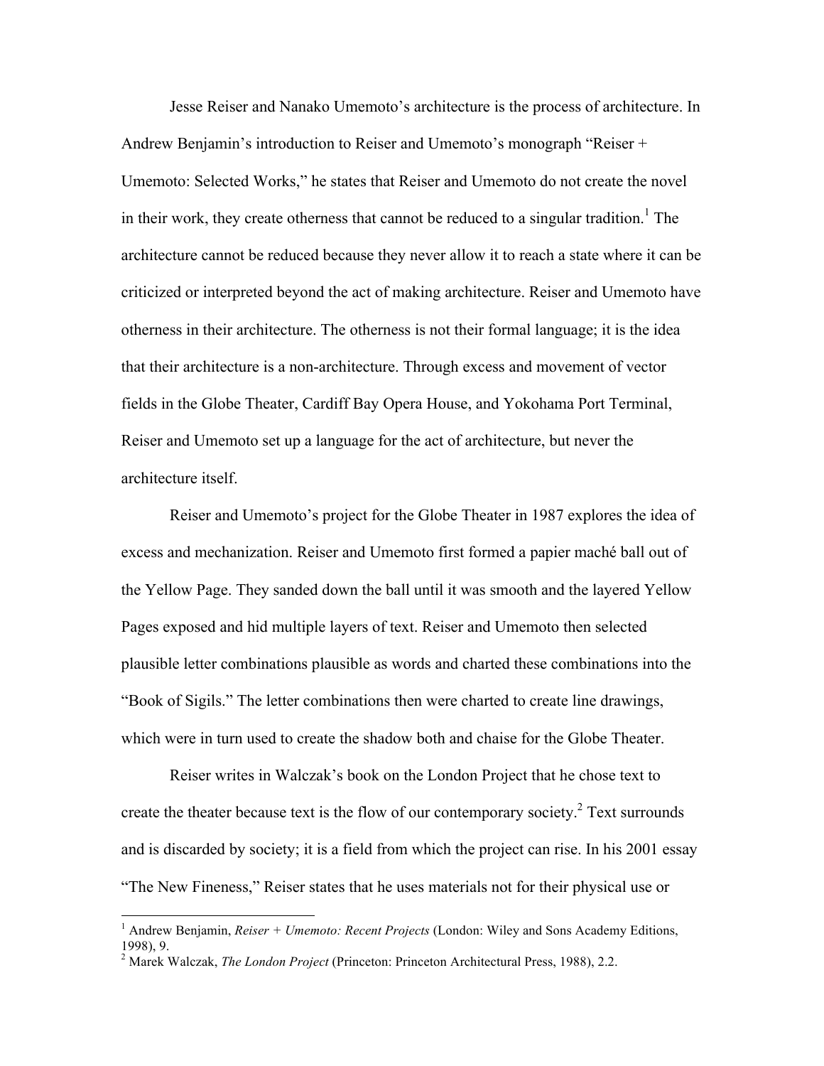Jesse Reiser and Nanako Umemoto's architecture is the process of architecture. In Andrew Benjamin's introduction to Reiser and Umemoto's monograph "Reiser + Umemoto: Selected Works," he states that Reiser and Umemoto do not create the novel in their work, they create otherness that cannot be reduced to a singular tradition.[1] The architecture cannot be reduced because they never allow it to reach a state where it can be criticized or interpreted beyond the act of making architecture. Reiser and Umemoto have otherness in their architecture. The otherness is not their formal language; it is the idea that their architecture is a non-architecture. Through excess and movement of vector fields in the Globe Theater, Cardiff Bay Opera House, and Yokohama Port Terminal, Reiser and Umemoto set up a language for the act of architecture, but never the architecture itself.

Reiser and Umemoto's project for the Globe Theater in 1987 explores the idea of excess and mechanization. Reiser and Umemoto first formed a papier maché ball out of the Yellow Page. They sanded down the ball until it was smooth and the layered Yellow Pages exposed and hid multiple layers of text. Reiser and Umemoto then selected plausible letter combinations plausible as words and charted these combinations into the "Book of Sigils." The letter combinations then were charted to create line drawings, which were in turn used to create the shadow both and chaise for the Globe Theater.

Reiser writes in Walczak's book on the London Project that he chose text to create the theater because text is the flow of our contemporary society.[2] Text surrounds and is discarded by society; it is a field from which the project can rise. In his 2001 essay "The New Fineness," Reiser states that he uses materials not for their physical use or

---

[1] Andrew Benjamin, *Reiser + Umemoto: Recent Projects* (London: Wiley and Sons Academy Editions, 1998), 9.

[2] Marek Walczak, *The London Project* (Princeton: Princeton Architectural Press, 1988), 2.2.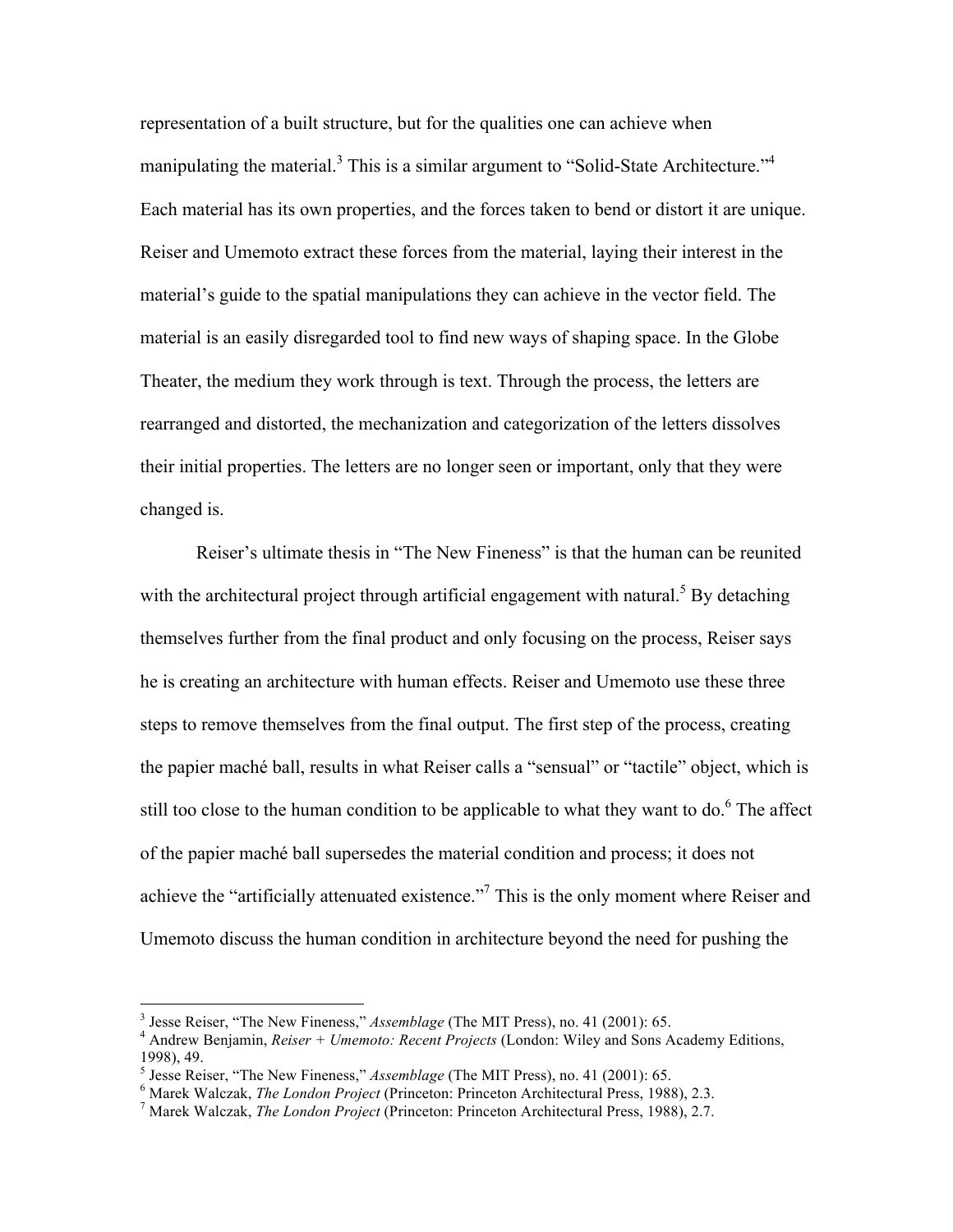representation of a built structure, but for the qualities one can achieve when manipulating the material.[3] This is a similar argument to "Solid-State Architecture."[4] Each material has its own properties, and the forces taken to bend or distort it are unique. Reiser and Umemoto extract these forces from the material, laying their interest in the material's guide to the spatial manipulations they can achieve in the vector field. The material is an easily disregarded tool to find new ways of shaping space. In the Globe Theater, the medium they work through is text. Through the process, the letters are rearranged and distorted, the mechanization and categorization of the letters dissolves their initial properties. The letters are no longer seen or important, only that they were changed is.

Reiser's ultimate thesis in "The New Fineness" is that the human can be reunited with the architectural project through artificial engagement with natural.[5] By detaching themselves further from the final product and only focusing on the process, Reiser says he is creating an architecture with human effects. Reiser and Umemoto use these three steps to remove themselves from the final output. The first step of the process, creating the papier maché ball, results in what Reiser calls a "sensual" or "tactile" object, which is still too close to the human condition to be applicable to what they want to do.[6] The affect of the papier maché ball supersedes the material condition and process; it does not achieve the "artificially attenuated existence."[7] This is the only moment where Reiser and Umemoto discuss the human condition in architecture beyond the need for pushing the

---

[3] Jesse Reiser, "The New Fineness," *Assemblage* (The MIT Press), no. 41 (2001): 65.

[4] Andrew Benjamin, *Reiser + Umemoto: Recent Projects* (London: Wiley and Sons Academy Editions, 1998), 49.

[5] Jesse Reiser, "The New Fineness," *Assemblage* (The MIT Press), no. 41 (2001): 65.

[6] Marek Walczak, *The London Project* (Princeton: Princeton Architectural Press, 1988), 2.3.

[7] Marek Walczak, *The London Project* (Princeton: Princeton Architectural Press, 1988), 2.7.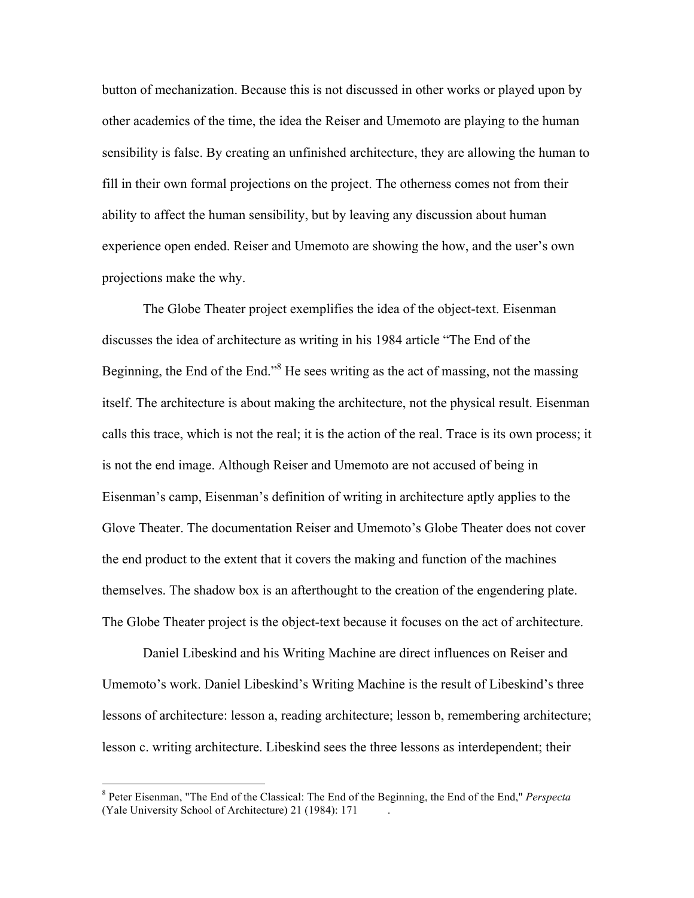button of mechanization. Because this is not discussed in other works or played upon by other academics of the time, the idea the Reiser and Umemoto are playing to the human sensibility is false. By creating an unfinished architecture, they are allowing the human to fill in their own formal projections on the project. The otherness comes not from their ability to affect the human sensibility, but by leaving any discussion about human experience open ended. Reiser and Umemoto are showing the how, and the user's own projections make the why.

The Globe Theater project exemplifies the idea of the object-text. Eisenman discusses the idea of architecture as writing in his 1984 article "The End of the Beginning, the End of the End."[8] He sees writing as the act of massing, not the massing itself. The architecture is about making the architecture, not the physical result. Eisenman calls this trace, which is not the real; it is the action of the real. Trace is its own process; it is not the end image. Although Reiser and Umemoto are not accused of being in Eisenman's camp, Eisenman's definition of writing in architecture aptly applies to the Glove Theater. The documentation Reiser and Umemoto's Globe Theater does not cover the end product to the extent that it covers the making and function of the machines themselves. The shadow box is an afterthought to the creation of the engendering plate. The Globe Theater project is the object-text because it focuses on the act of architecture.

Daniel Libeskind and his Writing Machine are direct influences on Reiser and Umemoto's work. Daniel Libeskind's Writing Machine is the result of Libeskind's three lessons of architecture: lesson a, reading architecture; lesson b, remembering architecture; lesson c. writing architecture. Libeskind sees the three lessons as interdependent; their

---

[8] Peter Eisenman, "The End of the Classical: The End of the Beginning, the End of the End," *Perspecta* (Yale University School of Architecture) 21 (1984): 171 .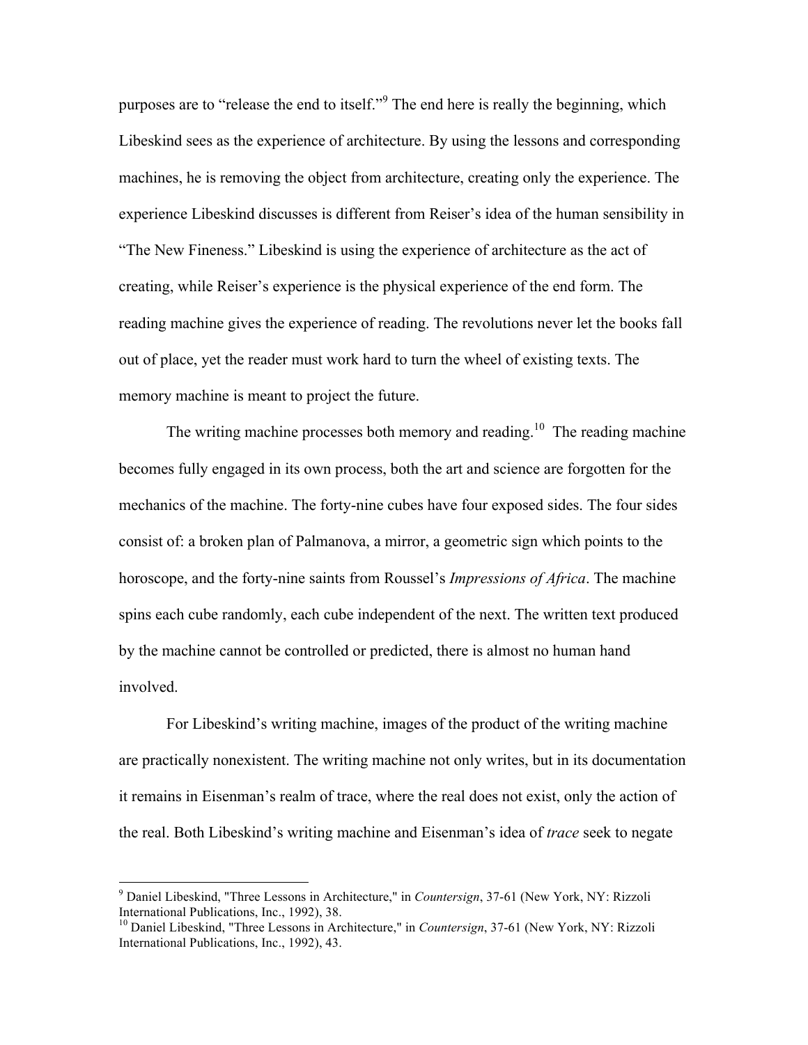purposes are to "release the end to itself."[9] The end here is really the beginning, which Libeskind sees as the experience of architecture. By using the lessons and corresponding machines, he is removing the object from architecture, creating only the experience. The experience Libeskind discusses is different from Reiser's idea of the human sensibility in "The New Fineness." Libeskind is using the experience of architecture as the act of creating, while Reiser's experience is the physical experience of the end form. The reading machine gives the experience of reading. The revolutions never let the books fall out of place, yet the reader must work hard to turn the wheel of existing texts. The memory machine is meant to project the future.

The writing machine processes both memory and reading.[10] The reading machine becomes fully engaged in its own process, both the art and science are forgotten for the mechanics of the machine. The forty-nine cubes have four exposed sides. The four sides consist of: a broken plan of Palmanova, a mirror, a geometric sign which points to the horoscope, and the forty-nine saints from Roussel's *Impressions of Africa*. The machine spins each cube randomly, each cube independent of the next. The written text produced by the machine cannot be controlled or predicted, there is almost no human hand involved.

For Libeskind's writing machine, images of the product of the writing machine are practically nonexistent. The writing machine not only writes, but in its documentation it remains in Eisenman's realm of trace, where the real does not exist, only the action of the real. Both Libeskind's writing machine and Eisenman's idea of *trace* seek to negate

---

[9] Daniel Libeskind, "Three Lessons in Architecture," in *Countersign*, 37-61 (New York, NY: Rizzoli International Publications, Inc., 1992), 38.

[10] Daniel Libeskind, "Three Lessons in Architecture," in *Countersign*, 37-61 (New York, NY: Rizzoli International Publications, Inc., 1992), 43.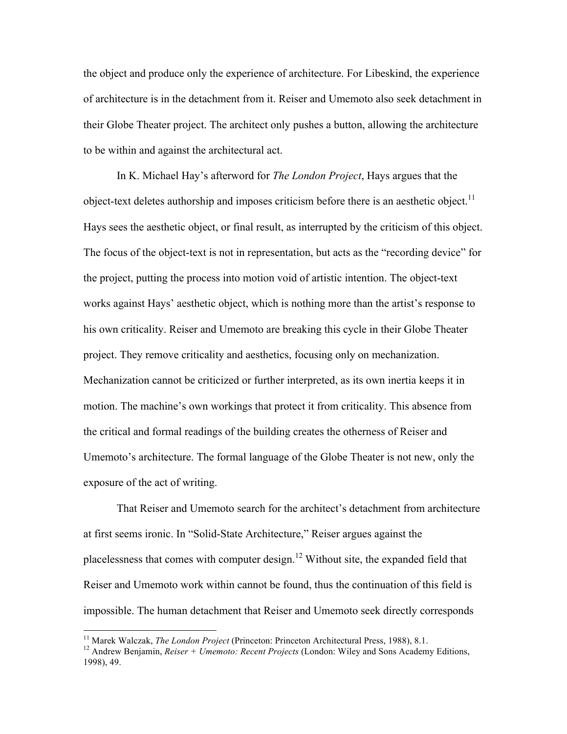the object and produce only the experience of architecture. For Libeskind, the experience of architecture is in the detachment from it. Reiser and Umemoto also seek detachment in their Globe Theater project. The architect only pushes a button, allowing the architecture to be within and against the architectural act.

In K. Michael Hay's afterword for *The London Project*, Hays argues that the object-text deletes authorship and imposes criticism before there is an aesthetic object.[11] Hays sees the aesthetic object, or final result, as interrupted by the criticism of this object. The focus of the object-text is not in representation, but acts as the "recording device" for the project, putting the process into motion void of artistic intention. The object-text works against Hays' aesthetic object, which is nothing more than the artist's response to his own criticality. Reiser and Umemoto are breaking this cycle in their Globe Theater project. They remove criticality and aesthetics, focusing only on mechanization. Mechanization cannot be criticized or further interpreted, as its own inertia keeps it in motion. The machine's own workings that protect it from criticality. This absence from the critical and formal readings of the building creates the otherness of Reiser and Umemoto's architecture. The formal language of the Globe Theater is not new, only the exposure of the act of writing.

That Reiser and Umemoto search for the architect's detachment from architecture at first seems ironic. In "Solid-State Architecture," Reiser argues against the placelessness that comes with computer design.[12] Without site, the expanded field that Reiser and Umemoto work within cannot be found, thus the continuation of this field is impossible. The human detachment that Reiser and Umemoto seek directly corresponds

---

[11] Marek Walczak, *The London Project* (Princeton: Princeton Architectural Press, 1988), 8.1.

[12] Andrew Benjamin, *Reiser + Umemoto: Recent Projects* (London: Wiley and Sons Academy Editions, 1998), 49.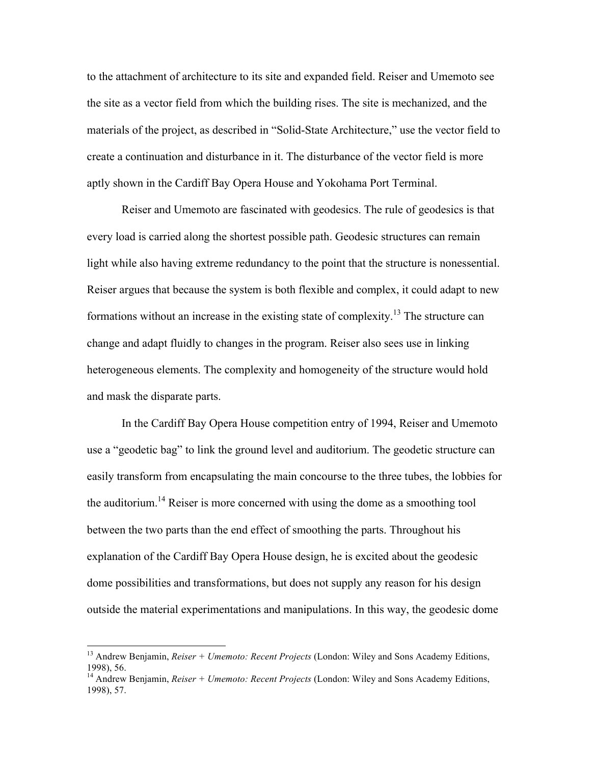to the attachment of architecture to its site and expanded field. Reiser and Umemoto see the site as a vector field from which the building rises. The site is mechanized, and the materials of the project, as described in "Solid-State Architecture," use the vector field to create a continuation and disturbance in it. The disturbance of the vector field is more aptly shown in the Cardiff Bay Opera House and Yokohama Port Terminal.

Reiser and Umemoto are fascinated with geodesics. The rule of geodesics is that every load is carried along the shortest possible path. Geodesic structures can remain light while also having extreme redundancy to the point that the structure is nonessential. Reiser argues that because the system is both flexible and complex, it could adapt to new formations without an increase in the existing state of complexity.[13] The structure can change and adapt fluidly to changes in the program. Reiser also sees use in linking heterogeneous elements. The complexity and homogeneity of the structure would hold and mask the disparate parts.

In the Cardiff Bay Opera House competition entry of 1994, Reiser and Umemoto use a "geodetic bag" to link the ground level and auditorium. The geodetic structure can easily transform from encapsulating the main concourse to the three tubes, the lobbies for the auditorium.[14] Reiser is more concerned with using the dome as a smoothing tool between the two parts than the end effect of smoothing the parts. Throughout his explanation of the Cardiff Bay Opera House design, he is excited about the geodesic dome possibilities and transformations, but does not supply any reason for his design outside the material experimentations and manipulations. In this way, the geodesic dome

---

[13] Andrew Benjamin, *Reiser + Umemoto: Recent Projects* (London: Wiley and Sons Academy Editions, 1998), 56.

[14] Andrew Benjamin, *Reiser + Umemoto: Recent Projects* (London: Wiley and Sons Academy Editions, 1998), 57.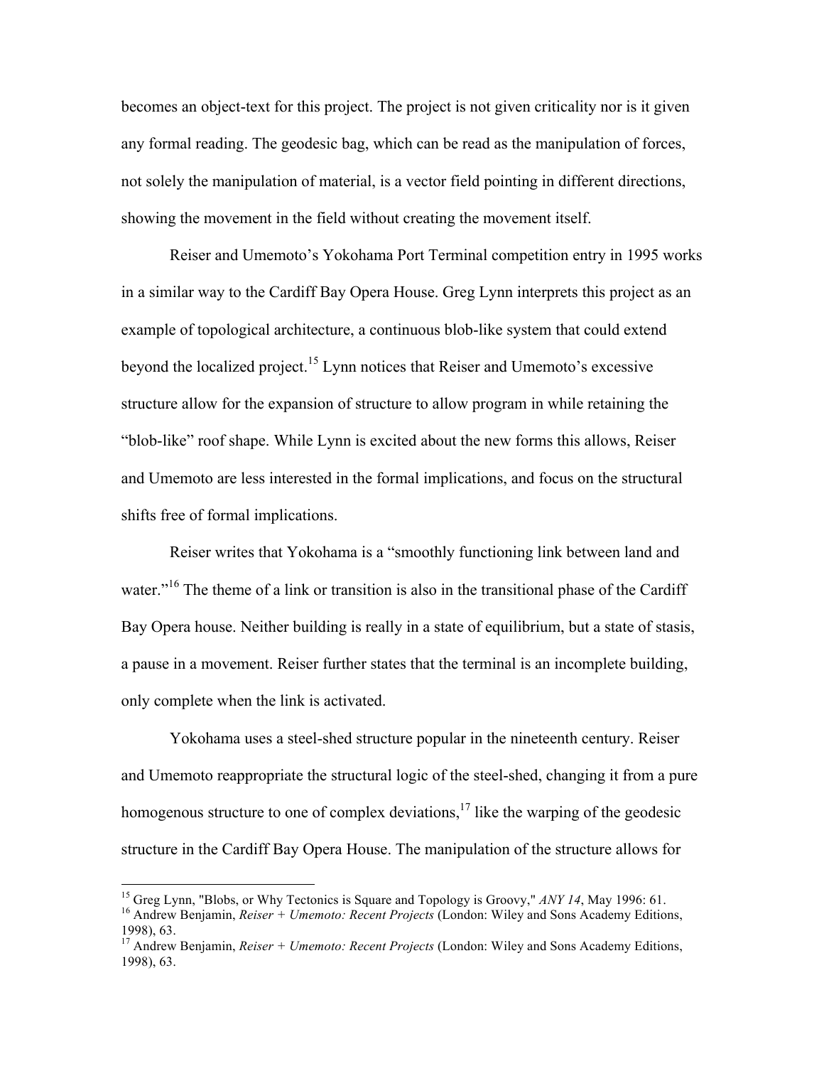becomes an object-text for this project. The project is not given criticality nor is it given any formal reading. The geodesic bag, which can be read as the manipulation of forces, not solely the manipulation of material, is a vector field pointing in different directions, showing the movement in the field without creating the movement itself.

Reiser and Umemoto's Yokohama Port Terminal competition entry in 1995 works in a similar way to the Cardiff Bay Opera House. Greg Lynn interprets this project as an example of topological architecture, a continuous blob-like system that could extend beyond the localized project.[15] Lynn notices that Reiser and Umemoto's excessive structure allow for the expansion of structure to allow program in while retaining the "blob-like" roof shape. While Lynn is excited about the new forms this allows, Reiser and Umemoto are less interested in the formal implications, and focus on the structural shifts free of formal implications.

Reiser writes that Yokohama is a "smoothly functioning link between land and water."[16] The theme of a link or transition is also in the transitional phase of the Cardiff Bay Opera house. Neither building is really in a state of equilibrium, but a state of stasis, a pause in a movement. Reiser further states that the terminal is an incomplete building, only complete when the link is activated.

Yokohama uses a steel-shed structure popular in the nineteenth century. Reiser and Umemoto reappropriate the structural logic of the steel-shed, changing it from a pure homogenous structure to one of complex deviations,[17] like the warping of the geodesic structure in the Cardiff Bay Opera House. The manipulation of the structure allows for

---

[15] Greg Lynn, "Blobs, or Why Tectonics is Square and Topology is Groovy," *ANY 14*, May 1996: 61.

[16] Andrew Benjamin, *Reiser + Umemoto: Recent Projects* (London: Wiley and Sons Academy Editions, 1998), 63.

[17] Andrew Benjamin, *Reiser + Umemoto: Recent Projects* (London: Wiley and Sons Academy Editions, 1998), 63.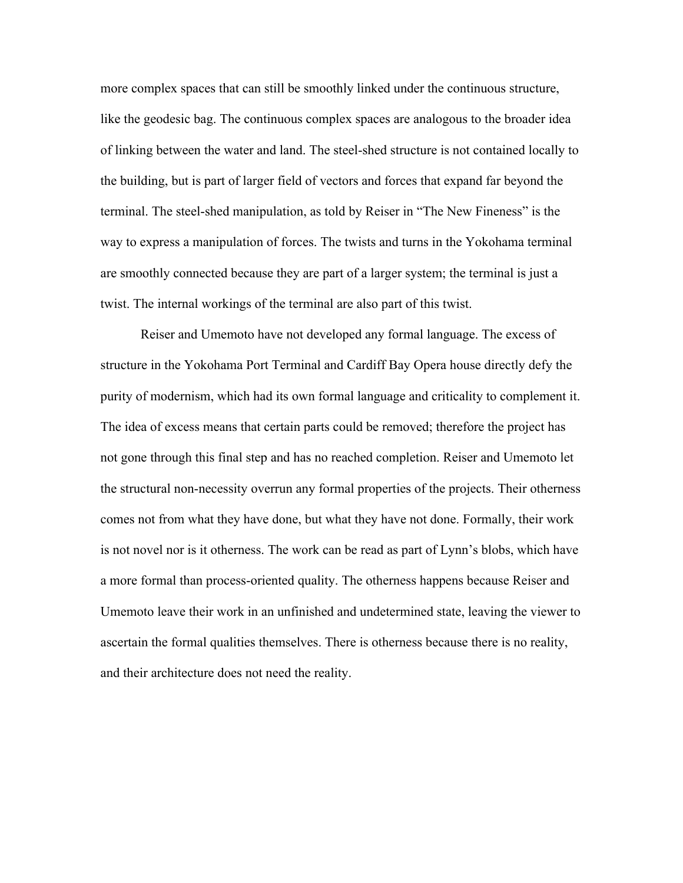more complex spaces that can still be smoothly linked under the continuous structure, like the geodesic bag. The continuous complex spaces are analogous to the broader idea of linking between the water and land. The steel-shed structure is not contained locally to the building, but is part of larger field of vectors and forces that expand far beyond the terminal. The steel-shed manipulation, as told by Reiser in "The New Fineness" is the way to express a manipulation of forces. The twists and turns in the Yokohama terminal are smoothly connected because they are part of a larger system; the terminal is just a twist. The internal workings of the terminal are also part of this twist.

Reiser and Umemoto have not developed any formal language. The excess of structure in the Yokohama Port Terminal and Cardiff Bay Opera house directly defy the purity of modernism, which had its own formal language and criticality to complement it. The idea of excess means that certain parts could be removed; therefore the project has not gone through this final step and has no reached completion. Reiser and Umemoto let the structural non-necessity overrun any formal properties of the projects. Their otherness comes not from what they have done, but what they have not done. Formally, their work is not novel nor is it otherness. The work can be read as part of Lynn's blobs, which have a more formal than process-oriented quality. The otherness happens because Reiser and Umemoto leave their work in an unfinished and undetermined state, leaving the viewer to ascertain the formal qualities themselves. There is otherness because there is no reality, and their architecture does not need the reality.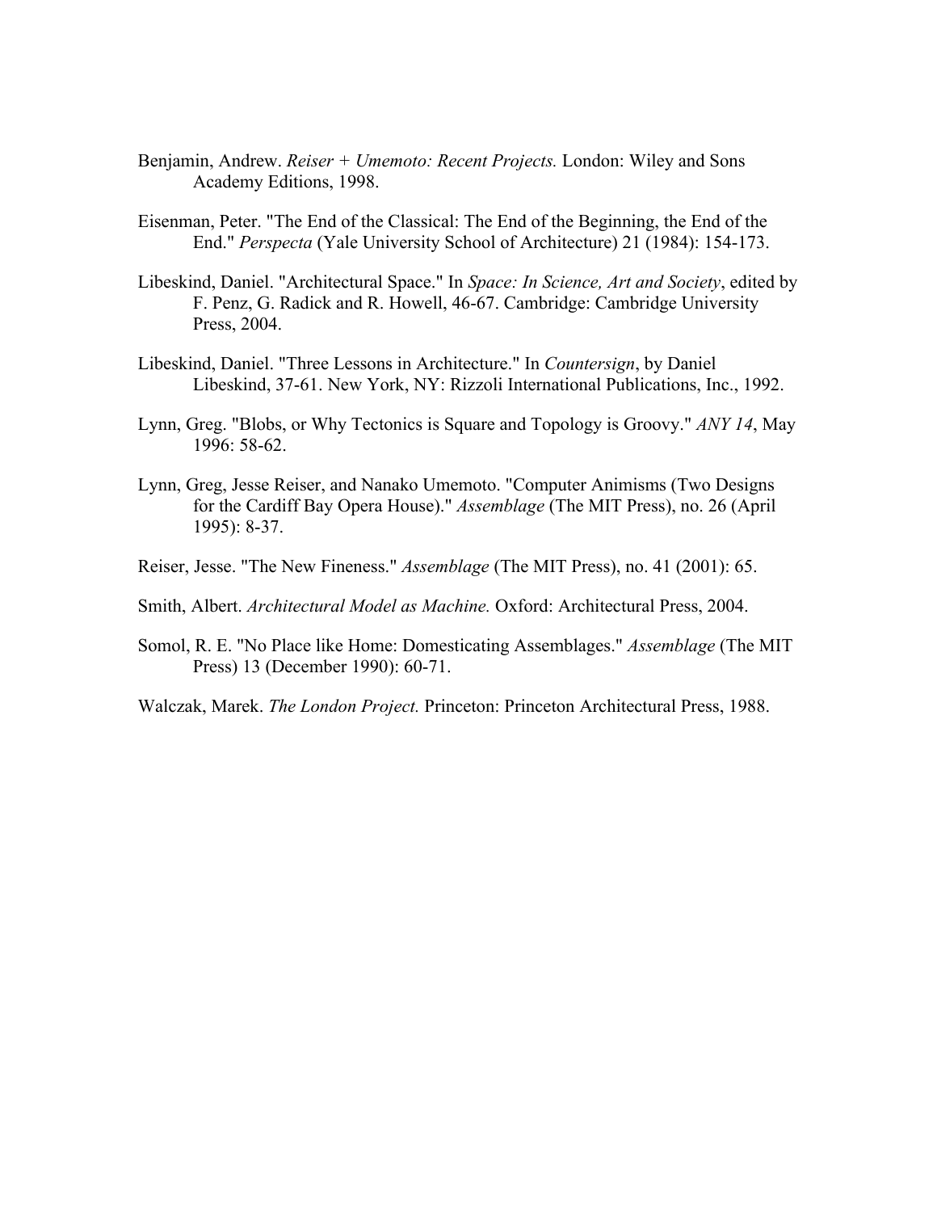Benjamin, Andrew. *Reiser + Umemoto: Recent Projects.* London: Wiley and Sons Academy Editions, 1998.

Eisenman, Peter. "The End of the Classical: The End of the Beginning, the End of the End." *Perspecta* (Yale University School of Architecture) 21 (1984): 154-173.

Libeskind, Daniel. "Architectural Space." In *Space: In Science, Art and Society*, edited by F. Penz, G. Radick and R. Howell, 46-67. Cambridge: Cambridge University Press, 2004.

Libeskind, Daniel. "Three Lessons in Architecture." In *Countersign*, by Daniel Libeskind, 37-61. New York, NY: Rizzoli International Publications, Inc., 1992.

Lynn, Greg. "Blobs, or Why Tectonics is Square and Topology is Groovy." *ANY 14*, May 1996: 58-62.

Lynn, Greg, Jesse Reiser, and Nanako Umemoto. "Computer Animisms (Two Designs for the Cardiff Bay Opera House)." *Assemblage* (The MIT Press), no. 26 (April 1995): 8-37.

Reiser, Jesse. "The New Fineness." *Assemblage* (The MIT Press), no. 41 (2001): 65.

Smith, Albert. *Architectural Model as Machine.* Oxford: Architectural Press, 2004.

Somol, R. E. "No Place like Home: Domesticating Assemblages." *Assemblage* (The MIT Press) 13 (December 1990): 60-71.

Walczak, Marek. *The London Project.* Princeton: Princeton Architectural Press, 1988.